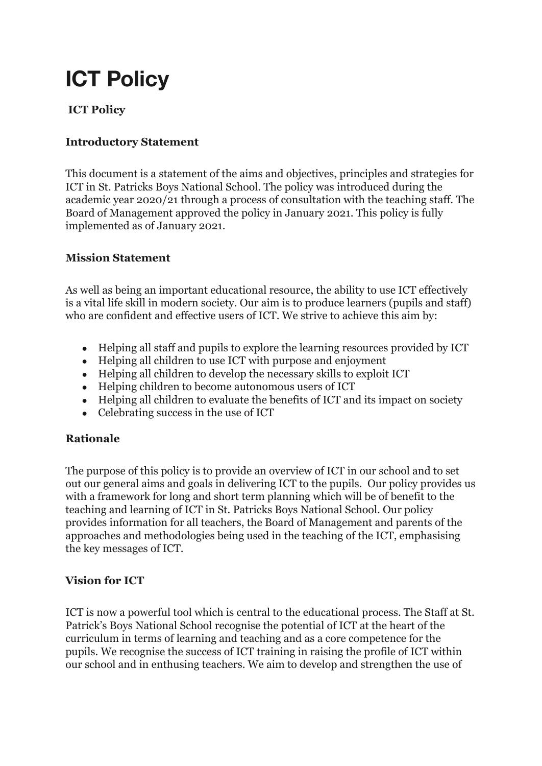# ICT Policy

**ICT Policy**

**Introductory Statement**

This document is a statement of the aims and objectives, principles and strategies for ICT in St. Patricks Boys National School. The policy was introduced during the academic year 2020/21 through a process of consultation with the teaching staff. The Board of Management approved the policy in January 2021. This policy is fully implemented as of January 2021.

**Mission Statement**

As well as being an important educational resource, the ability to use ICT effectively is a vital life skill in modern society. Our aim is to produce learners (pupils and staff) who are confident and effective users of ICT. We strive to achieve this aim by:

- Helping all staff and pupils to explore the learning resources provided by ICT
- Helping all children to use ICT with purpose and enjoyment
- Helping all children to develop the necessary skills to exploit ICT
- Helping children to become autonomous users of ICT
- Helping all children to evaluate the benefits of ICT and its impact on society
- Celebrating success in the use of ICT

**Rationale**

The purpose of this policy is to provide an overview of ICT in our school and to set out our general aims and goals in delivering ICT to the pupils. Our policy provides us with a framework for long and short term planning which will be of benefit to the teaching and learning of ICT in St. Patricks Boys National School. Our policy provides information for all teachers, the Board of Management and parents of the approaches and methodologies being used in the teaching of the ICT, emphasising the key messages of ICT.

**Vision for ICT**

ICT is now a powerful tool which is central to the educational process. The Staff at St. Patrick's Boys National School recognise the potential of ICT at the heart of the curriculum in terms of learning and teaching and as a core competence for the pupils. We recognise the success of ICT training in raising the profile of ICT within our school and in enthusing teachers. We aim to develop and strengthen the use of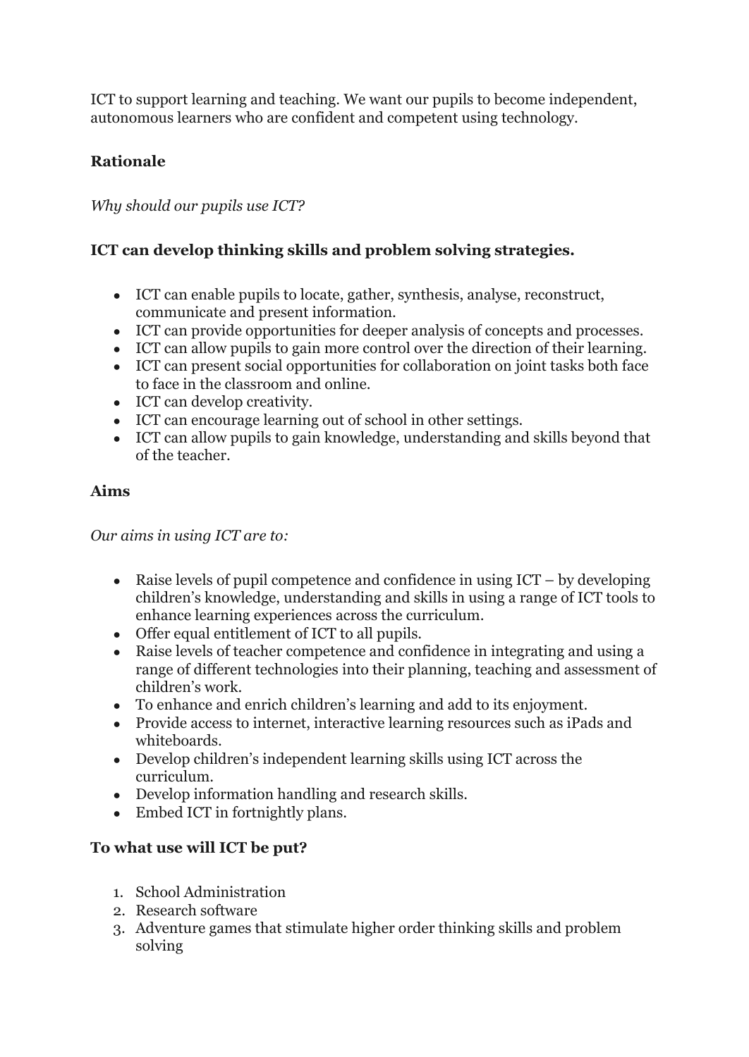ICT to support learning and teaching. We want our pupils to become independent, autonomous learners who are confident and competent using technology.

**Rationale**

*Why should our pupils use ICT?*

**ICT can develop thinking skills and problem solving strategies.**

- ICT can enable pupils to locate, gather, synthesis, analyse, reconstruct, communicate and present information.
- ICT can provide opportunities for deeper analysis of concepts and processes.
- ICT can allow pupils to gain more control over the direction of their learning.
- ICT can present social opportunities for collaboration on joint tasks both face to face in the classroom and online.
- ICT can develop creativity.
- ICT can encourage learning out of school in other settings.
- ICT can allow pupils to gain knowledge, understanding and skills beyond that of the teacher.

**Aims**

*Our aims in using ICT are to:*

- Raise levels of pupil competence and confidence in using ICT – by developing children's knowledge, understanding and skills in using a range of ICT tools to enhance learning experiences across the curriculum.
- Offer equal entitlement of ICT to all pupils.
- Raise levels of teacher competence and confidence in integrating and using a range of different technologies into their planning, teaching and assessment of children's work.
- To enhance and enrich children's learning and add to its enjoyment.
- Provide access to internet, interactive learning resources such as iPads and whiteboards.
- Develop children's independent learning skills using ICT across the curriculum.
- Develop information handling and research skills.
- Embed ICT in fortnightly plans.

**To what use will ICT be put?**

1. School Administration
2. Research software
3. Adventure games that stimulate higher order thinking skills and problem solving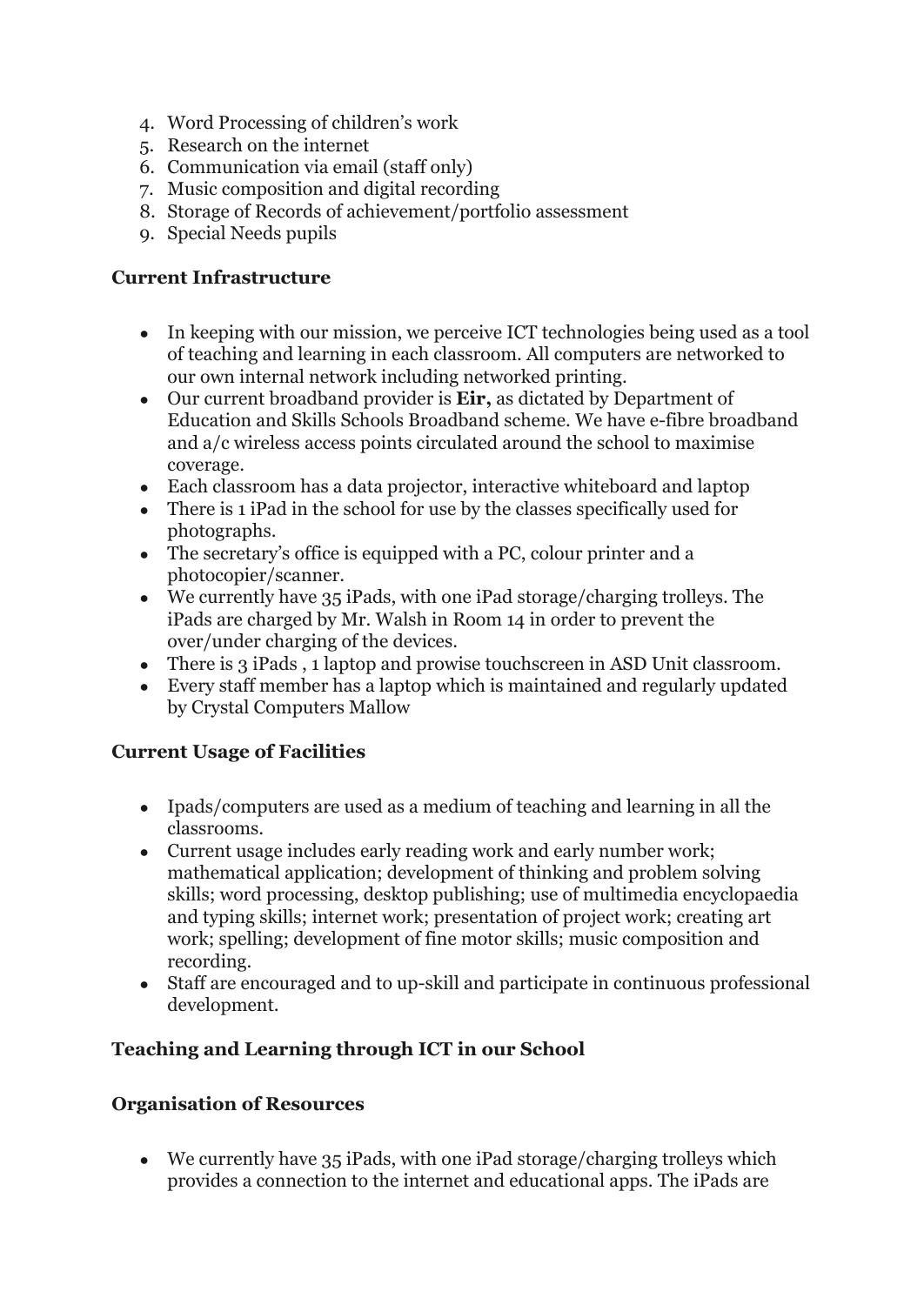4. Word Processing of children's work
5. Research on the internet
6. Communication via email (staff only)
7. Music composition and digital recording
8. Storage of Records of achievement/portfolio assessment
9. Special Needs pupils

**Current Infrastructure**

- In keeping with our mission, we perceive ICT technologies being used as a tool of teaching and learning in each classroom. All computers are networked to our own internal network including networked printing.
- Our current broadband provider is **Eir,** as dictated by Department of Education and Skills Schools Broadband scheme. We have e-fibre broadband and a/c wireless access points circulated around the school to maximise coverage.
- Each classroom has a data projector, interactive whiteboard and laptop
- There is 1 iPad in the school for use by the classes specifically used for photographs.
- The secretary's office is equipped with a PC, colour printer and a photocopier/scanner.
- We currently have 35 iPads, with one iPad storage/charging trolleys. The iPads are charged by Mr. Walsh in Room 14 in order to prevent the over/under charging of the devices.
- There is 3 iPads , 1 laptop and prowise touchscreen in ASD Unit classroom.
- Every staff member has a laptop which is maintained and regularly updated by Crystal Computers Mallow

**Current Usage of Facilities**

- Ipads/computers are used as a medium of teaching and learning in all the classrooms.
- Current usage includes early reading work and early number work; mathematical application; development of thinking and problem solving skills; word processing, desktop publishing; use of multimedia encyclopaedia and typing skills; internet work; presentation of project work; creating art work; spelling; development of fine motor skills; music composition and recording.
- Staff are encouraged and to up-skill and participate in continuous professional development.

**Teaching and Learning through ICT in our School**

**Organisation of Resources**

- We currently have 35 iPads, with one iPad storage/charging trolleys which provides a connection to the internet and educational apps. The iPads are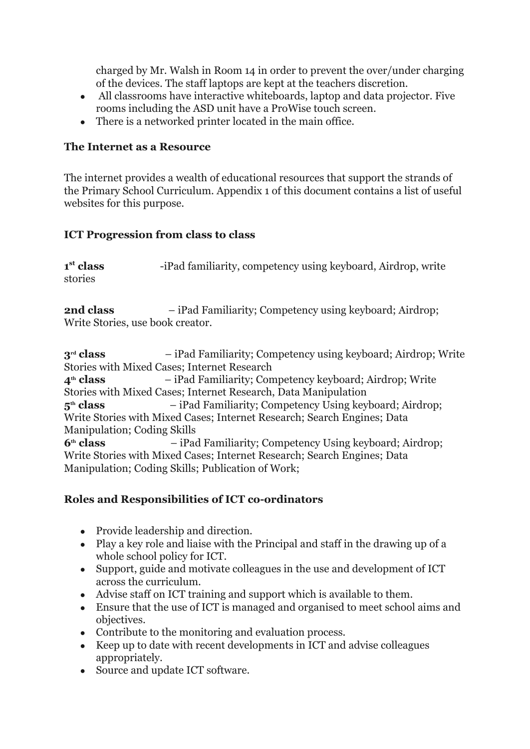charged by Mr. Walsh in Room 14 in order to prevent the over/under charging of the devices. The staff laptops are kept at the teachers discretion.

- All classrooms have interactive whiteboards, laptop and data projector. Five rooms including the ASD unit have a ProWise touch screen.
- There is a networked printer located in the main office.

**The Internet as a Resource**

The internet provides a wealth of educational resources that support the strands of the Primary School Curriculum. Appendix 1 of this document contains a list of useful websites for this purpose.

**ICT Progression from class to class**

**1st class** -iPad familiarity, competency using keyboard, Airdrop, write stories

**2nd class** – iPad Familiarity; Competency using keyboard; Airdrop; Write Stories, use book creator.

**3rd class** – iPad Familiarity; Competency using keyboard; Airdrop; Write Stories with Mixed Cases; Internet Research
**4th class** – iPad Familiarity; Competency keyboard; Airdrop; Write Stories with Mixed Cases; Internet Research, Data Manipulation
**5th class** – iPad Familiarity; Competency Using keyboard; Airdrop; Write Stories with Mixed Cases; Internet Research; Search Engines; Data Manipulation; Coding Skills
**6th class** – iPad Familiarity; Competency Using keyboard; Airdrop; Write Stories with Mixed Cases; Internet Research; Search Engines; Data Manipulation; Coding Skills; Publication of Work;

**Roles and Responsibilities of ICT co-ordinators**

- Provide leadership and direction.
- Play a key role and liaise with the Principal and staff in the drawing up of a whole school policy for ICT.
- Support, guide and motivate colleagues in the use and development of ICT across the curriculum.
- Advise staff on ICT training and support which is available to them.
- Ensure that the use of ICT is managed and organised to meet school aims and objectives.
- Contribute to the monitoring and evaluation process.
- Keep up to date with recent developments in ICT and advise colleagues appropriately.
- Source and update ICT software.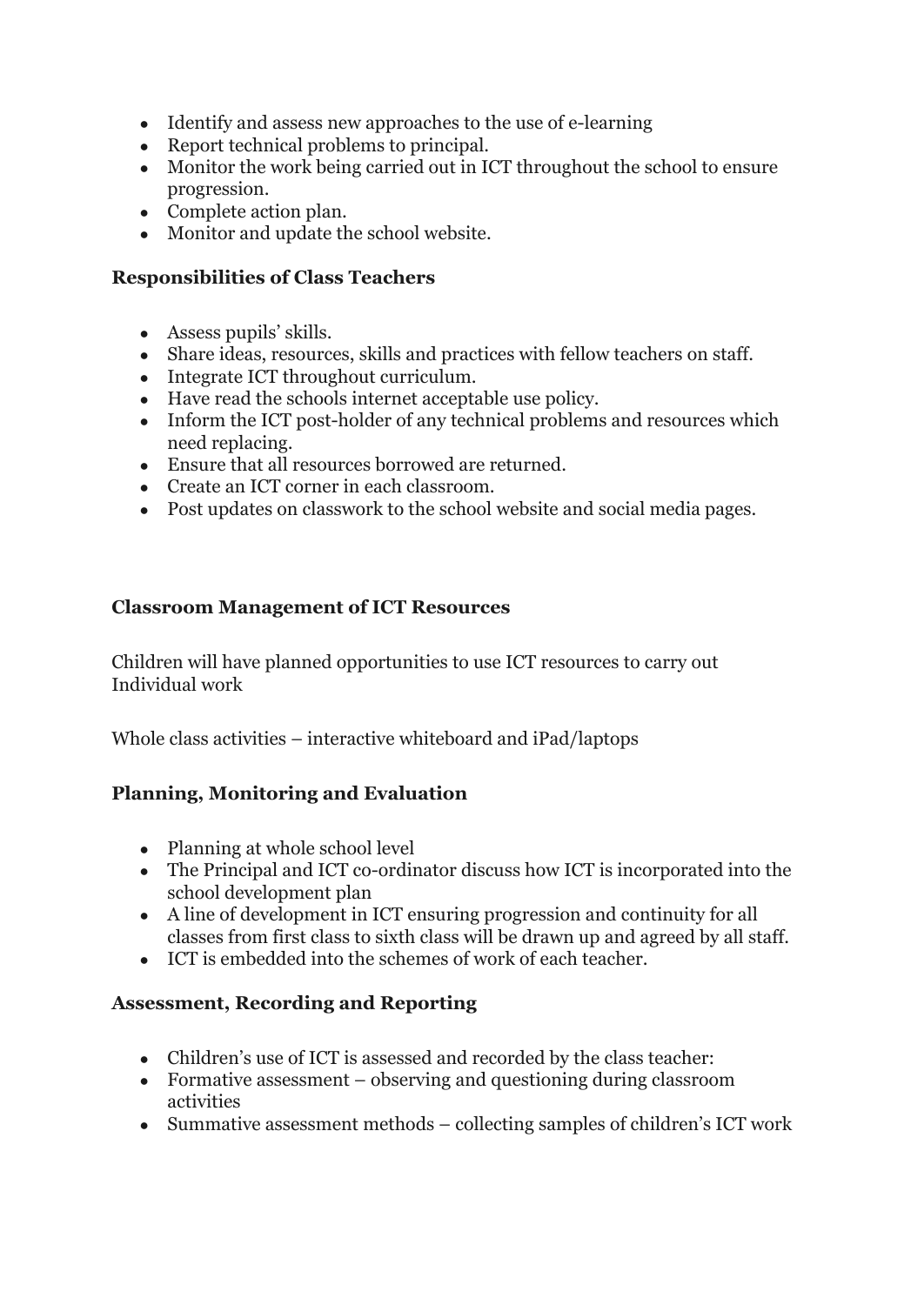- Identify and assess new approaches to the use of e-learning
- Report technical problems to principal.
- Monitor the work being carried out in ICT throughout the school to ensure progression.
- Complete action plan.
- Monitor and update the school website.

**Responsibilities of Class Teachers**

- Assess pupils' skills.
- Share ideas, resources, skills and practices with fellow teachers on staff.
- Integrate ICT throughout curriculum.
- Have read the schools internet acceptable use policy.
- Inform the ICT post-holder of any technical problems and resources which need replacing.
- Ensure that all resources borrowed are returned.
- Create an ICT corner in each classroom.
- Post updates on classwork to the school website and social media pages.

**Classroom Management of ICT Resources**

Children will have planned opportunities to use ICT resources to carry out Individual work

Whole class activities – interactive whiteboard and iPad/laptops

**Planning, Monitoring and Evaluation**

- Planning at whole school level
- The Principal and ICT co-ordinator discuss how ICT is incorporated into the school development plan
- A line of development in ICT ensuring progression and continuity for all classes from first class to sixth class will be drawn up and agreed by all staff.
- ICT is embedded into the schemes of work of each teacher.

**Assessment, Recording and Reporting**

- Children's use of ICT is assessed and recorded by the class teacher:
- Formative assessment – observing and questioning during classroom activities
- Summative assessment methods – collecting samples of children's ICT work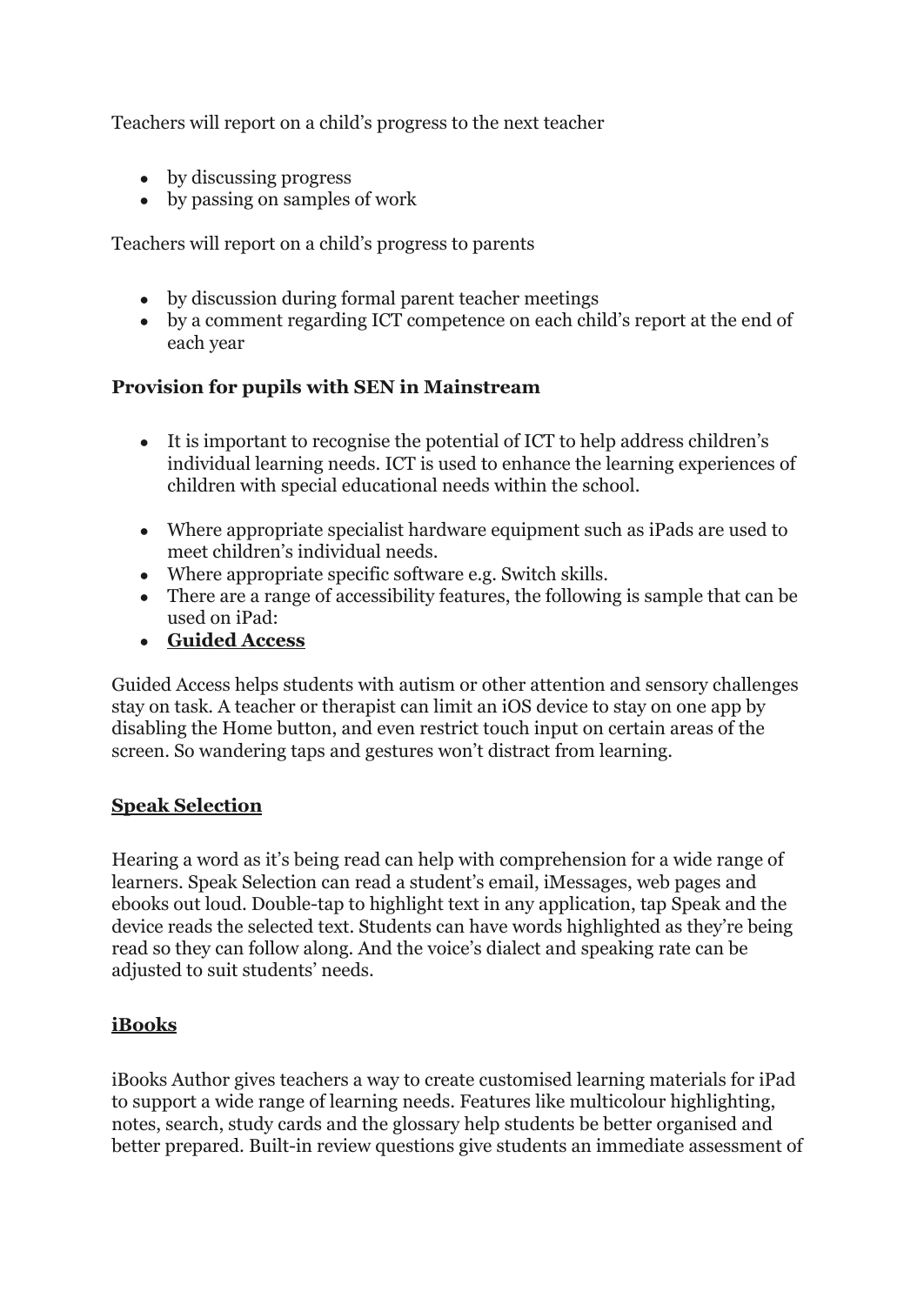Teachers will report on a child's progress to the next teacher

- by discussing progress
- by passing on samples of work

Teachers will report on a child's progress to parents

- by discussion during formal parent teacher meetings
- by a comment regarding ICT competence on each child's report at the end of each year

**Provision for pupils with SEN in Mainstream**

- It is important to recognise the potential of ICT to help address children's individual learning needs. ICT is used to enhance the learning experiences of children with special educational needs within the school.

- Where appropriate specialist hardware equipment such as iPads are used to meet children's individual needs.
- Where appropriate specific software e.g. Switch skills.
- There are a range of accessibility features, the following is sample that can be used on iPad:
- **Guided Access**

Guided Access helps students with autism or other attention and sensory challenges stay on task. A teacher or therapist can limit an iOS device to stay on one app by disabling the Home button, and even restrict touch input on certain areas of the screen. So wandering taps and gestures won't distract from learning.

**Speak Selection**

Hearing a word as it's being read can help with comprehension for a wide range of learners. Speak Selection can read a student's email, iMessages, web pages and ebooks out loud. Double-tap to highlight text in any application, tap Speak and the device reads the selected text. Students can have words highlighted as they're being read so they can follow along. And the voice's dialect and speaking rate can be adjusted to suit students' needs.

**iBooks**

iBooks Author gives teachers a way to create customised learning materials for iPad to support a wide range of learning needs. Features like multicolour highlighting, notes, search, study cards and the glossary help students be better organised and better prepared. Built-in review questions give students an immediate assessment of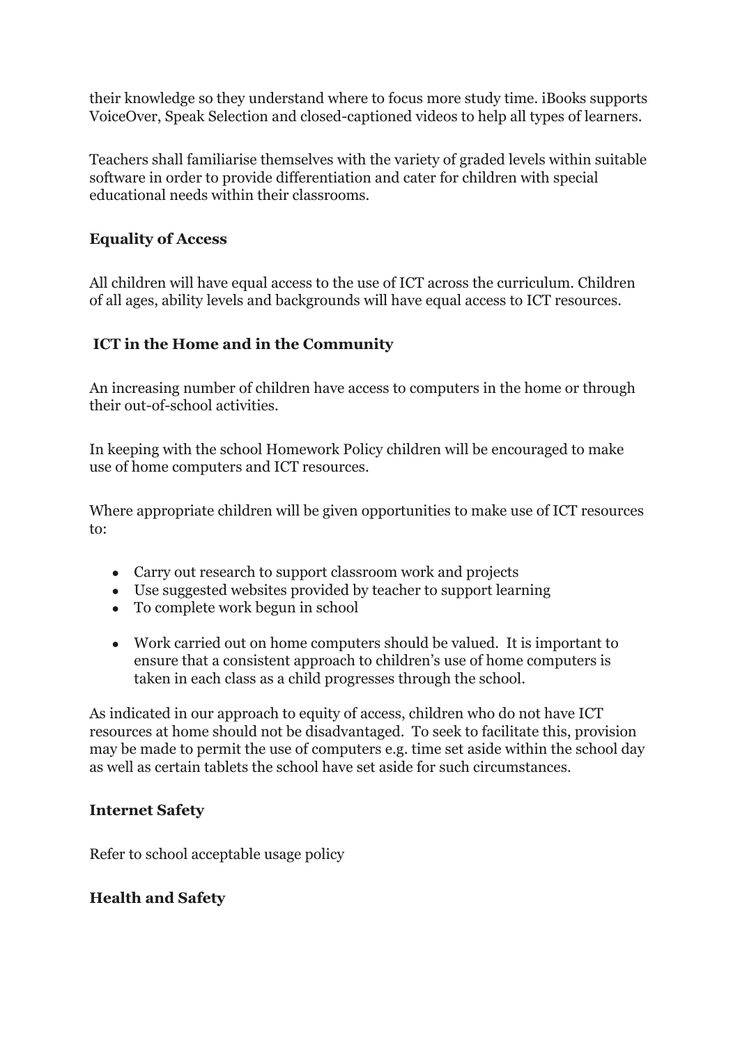their knowledge so they understand where to focus more study time. iBooks supports VoiceOver, Speak Selection and closed-captioned videos to help all types of learners.

Teachers shall familiarise themselves with the variety of graded levels within suitable software in order to provide differentiation and cater for children with special educational needs within their classrooms.

**Equality of Access**

All children will have equal access to the use of ICT across the curriculum. Children of all ages, ability levels and backgrounds will have equal access to ICT resources.

**ICT in the Home and in the Community**

An increasing number of children have access to computers in the home or through their out-of-school activities.

In keeping with the school Homework Policy children will be encouraged to make use of home computers and ICT resources.

Where appropriate children will be given opportunities to make use of ICT resources to:

- Carry out research to support classroom work and projects
- Use suggested websites provided by teacher to support learning
- To complete work begun in school

- Work carried out on home computers should be valued. It is important to ensure that a consistent approach to children's use of home computers is taken in each class as a child progresses through the school.

As indicated in our approach to equity of access, children who do not have ICT resources at home should not be disadvantaged. To seek to facilitate this, provision may be made to permit the use of computers e.g. time set aside within the school day as well as certain tablets the school have set aside for such circumstances.

**Internet Safety**

Refer to school acceptable usage policy

**Health and Safety**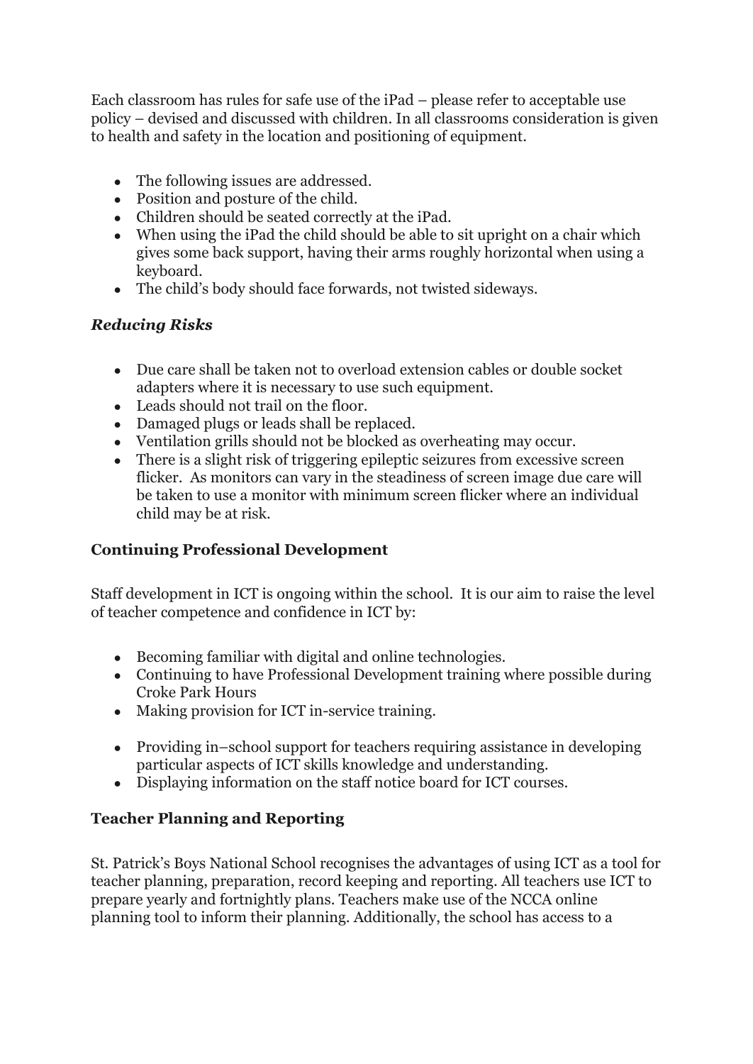Each classroom has rules for safe use of the iPad – please refer to acceptable use policy – devised and discussed with children. In all classrooms consideration is given to health and safety in the location and positioning of equipment.

- The following issues are addressed.
- Position and posture of the child.
- Children should be seated correctly at the iPad.
- When using the iPad the child should be able to sit upright on a chair which gives some back support, having their arms roughly horizontal when using a keyboard.
- The child's body should face forwards, not twisted sideways.

### ***Reducing Risks***

- Due care shall be taken not to overload extension cables or double socket adapters where it is necessary to use such equipment.
- Leads should not trail on the floor.
- Damaged plugs or leads shall be replaced.
- Ventilation grills should not be blocked as overheating may occur.
- There is a slight risk of triggering epileptic seizures from excessive screen flicker. As monitors can vary in the steadiness of screen image due care will be taken to use a monitor with minimum screen flicker where an individual child may be at risk.

## **Continuing Professional Development**

Staff development in ICT is ongoing within the school. It is our aim to raise the level of teacher competence and confidence in ICT by:

- Becoming familiar with digital and online technologies.
- Continuing to have Professional Development training where possible during Croke Park Hours
- Making provision for ICT in-service training.
- Providing in–school support for teachers requiring assistance in developing particular aspects of ICT skills knowledge and understanding.
- Displaying information on the staff notice board for ICT courses.

## **Teacher Planning and Reporting**

St. Patrick's Boys National School recognises the advantages of using ICT as a tool for teacher planning, preparation, record keeping and reporting. All teachers use ICT to prepare yearly and fortnightly plans. Teachers make use of the NCCA online planning tool to inform their planning. Additionally, the school has access to a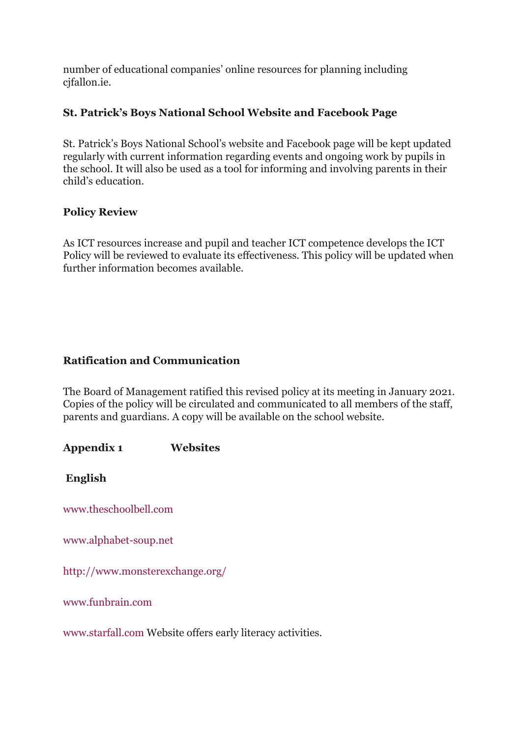number of educational companies' online resources for planning including cjfallon.ie.

### St. Patrick's Boys National School Website and Facebook Page

St. Patrick's Boys National School's website and Facebook page will be kept updated regularly with current information regarding events and ongoing work by pupils in the school. It will also be used as a tool for informing and involving parents in their child's education.

### Policy Review

As ICT resources increase and pupil and teacher ICT competence develops the ICT Policy will be reviewed to evaluate its effectiveness. This policy will be updated when further information becomes available.

### Ratification and Communication

The Board of Management ratified this revised policy at its meeting in January 2021. Copies of the policy will be circulated and communicated to all members of the staff, parents and guardians. A copy will be available on the school website.

### Appendix 1 Websites

**English**

www.theschoolbell.com

www.alphabet-soup.net

http://www.monsterexchange.org/

www.funbrain.com

www.starfall.com Website offers early literacy activities.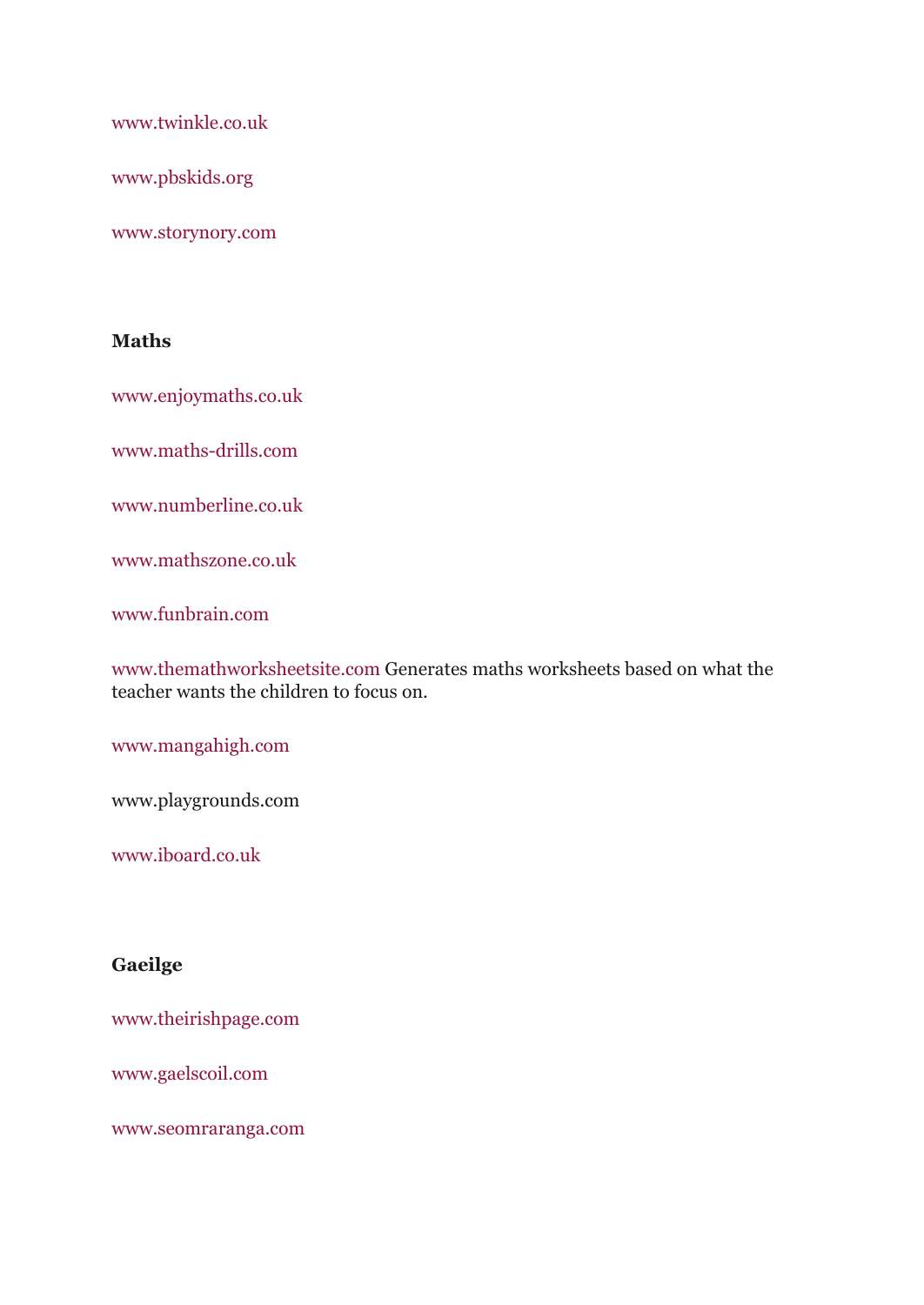www.twinkle.co.uk

www.pbskids.org

www.storynory.com

**Maths**

www.enjoymaths.co.uk

www.maths-drills.com

www.numberline.co.uk

www.mathszone.co.uk

www.funbrain.com

www.themathworksheetsite.com Generates maths worksheets based on what the teacher wants the children to focus on.

www.mangahigh.com

www.playgrounds.com

www.iboard.co.uk

**Gaeilge**

www.theirishpage.com

www.gaelscoil.com

www.seomraranga.com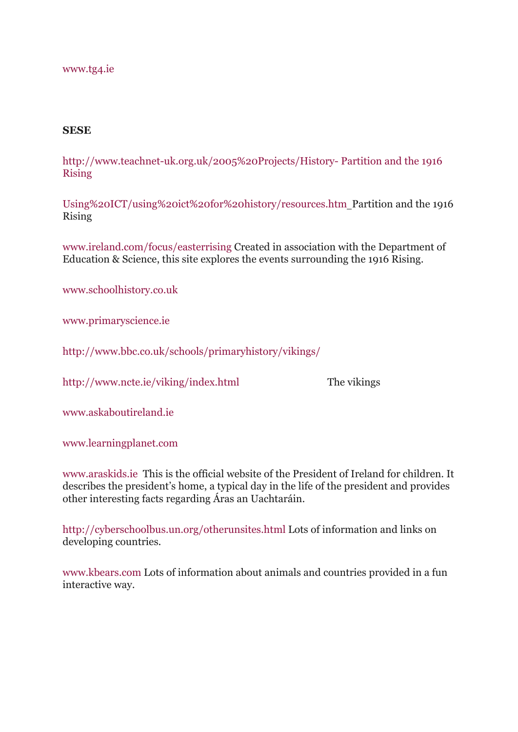www.tg4.ie

**SESE**

http://www.teachnet-uk.org.uk/2005%20Projects/History- Partition and the 1916 Rising

Using%20ICT/using%20ict%20for%20history/resources.htm_Partition and the 1916 Rising

www.ireland.com/focus/easterrising Created in association with the Department of Education & Science, this site explores the events surrounding the 1916 Rising.

www.schoolhistory.co.uk

www.primaryscience.ie

http://www.bbc.co.uk/schools/primaryhistory/vikings/

http://www.ncte.ie/viking/index.html The vikings

www.askaboutireland.ie

www.learningplanet.com

www.araskids.ie This is the official website of the President of Ireland for children. It describes the president's home, a typical day in the life of the president and provides other interesting facts regarding Áras an Uachtaráin.

http://cyberschoolbus.un.org/otherunsites.html Lots of information and links on developing countries.

www.kbears.com Lots of information about animals and countries provided in a fun interactive way.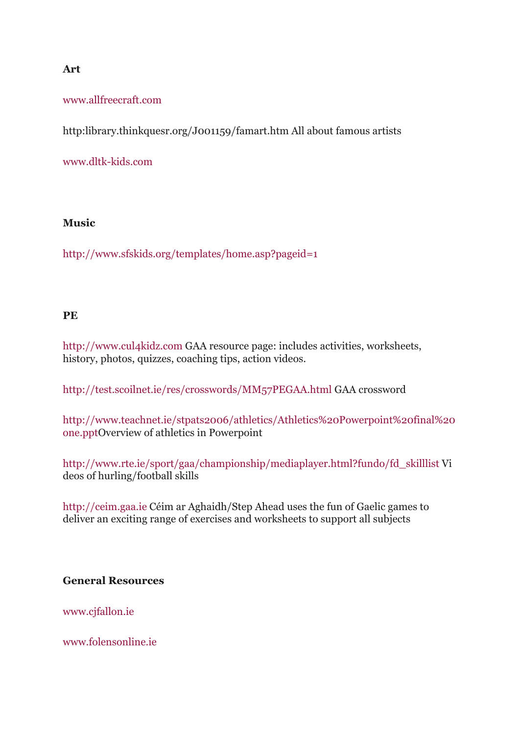**Art**

www.allfreecraft.com

http:library.thinkquesr.org/J001159/famart.htm All about famous artists

www.dltk-kids.com

**Music**

http://www.sfskids.org/templates/home.asp?pageid=1

**PE**

http://www.cul4kidz.com GAA resource page: includes activities, worksheets, history, photos, quizzes, coaching tips, action videos.

http://test.scoilnet.ie/res/crosswords/MM57PEGAA.html GAA crossword

http://www.teachnet.ie/stpats2006/athletics/Athletics%20Powerpoint%20final%20one.pptOverview of athletics in Powerpoint

http://www.rte.ie/sport/gaa/championship/mediaplayer.html?fundo/fd_skilllist Videos of hurling/football skills

http://ceim.gaa.ie Céim ar Aghaidh/Step Ahead uses the fun of Gaelic games to deliver an exciting range of exercises and worksheets to support all subjects

**General Resources**

www.cjfallon.ie

www.folensonline.ie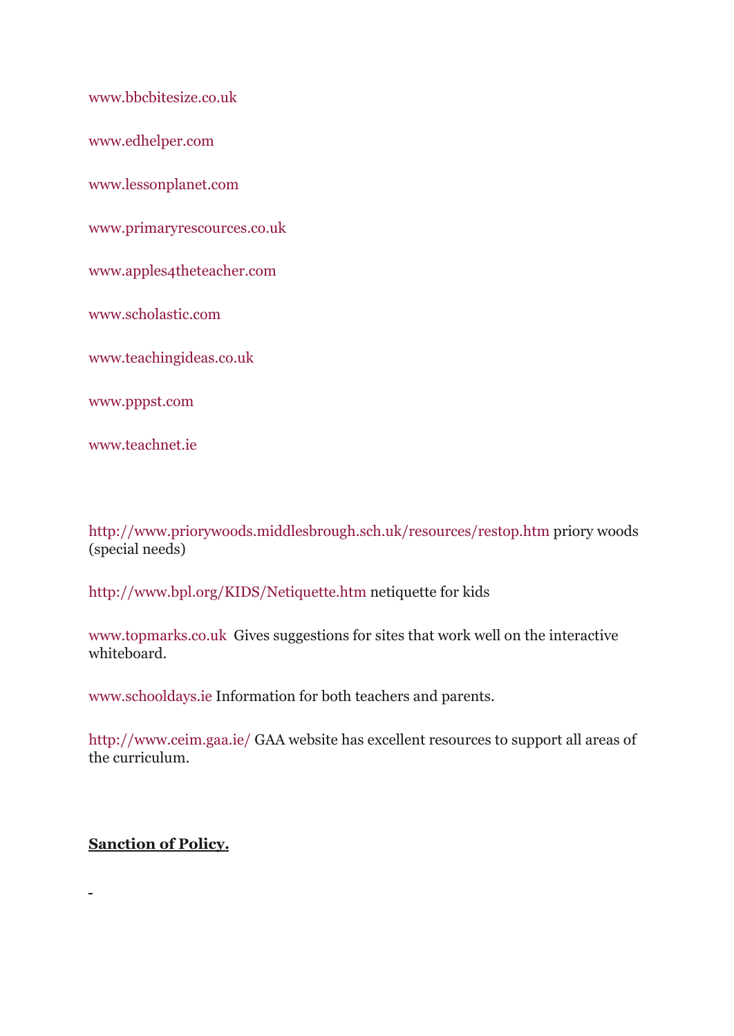www.bbcbitesize.co.uk

www.edhelper.com

www.lessonplanet.com

www.primaryrescources.co.uk

www.apples4theteacher.com

www.scholastic.com

www.teachingideas.co.uk

www.pppst.com

www.teachnet.ie

http://www.priorywoods.middlesbrough.sch.uk/resources/restop.htm priory woods (special needs)

http://www.bpl.org/KIDS/Netiquette.htm netiquette for kids

www.topmarks.co.uk Gives suggestions for sites that work well on the interactive whiteboard.

www.schooldays.ie Information for both teachers and parents.

http://www.ceim.gaa.ie/ GAA website has excellent resources to support all areas of the curriculum.

**Sanction of Policy.**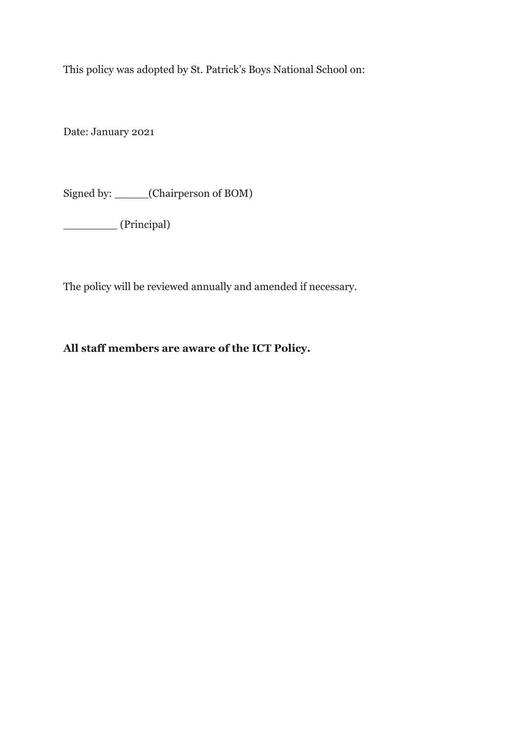This policy was adopted by St. Patrick's Boys National School on:

Date: January 2021

Signed by: _____(Chairperson of BOM)

________ (Principal)

The policy will be reviewed annually and amended if necessary.

**All staff members are aware of the ICT Policy.**